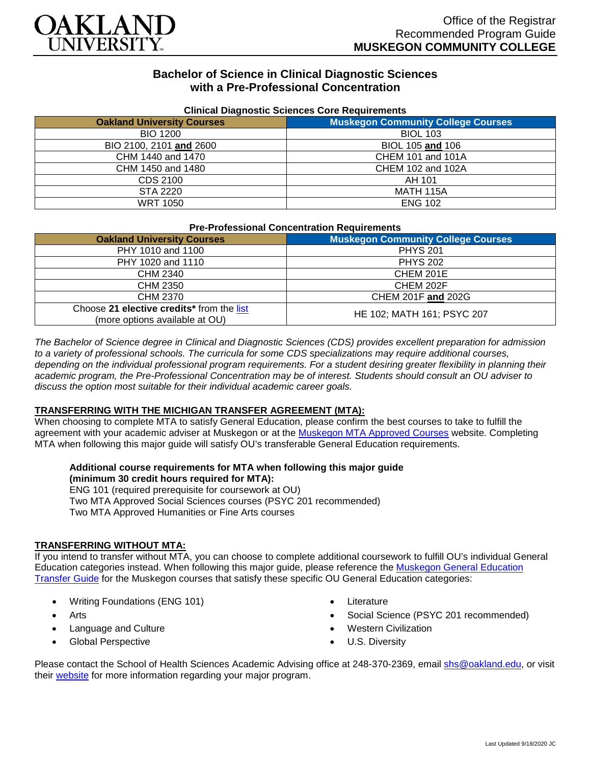Office of the Registrar
Recommended Program Guide
**MUSKEGON COMMUNITY COLLEGE**

# Bachelor of Science in Clinical Diagnostic Sciences with a Pre-Professional Concentration

**Clinical Diagnostic Sciences Core Requirements**

| Oakland University Courses | Muskegon Community College Courses |
|---|---|
| BIO 1200 | BIOL 103 |
| BIO 2100, 2101 **and** 2600 | BIOL 105 **and** 106 |
| CHM 1440 and 1470 | CHEM 101 and 101A |
| CHM 1450 and 1480 | CHEM 102 and 102A |
| CDS 2100 | AH 101 |
| STA 2220 | MATH 115A |
| WRT 1050 | ENG 102 |

**Pre-Professional Concentration Requirements**

| Oakland University Courses | Muskegon Community College Courses |
|---|---|
| PHY 1010 and 1100 | PHYS 201 |
| PHY 1020 and 1110 | PHYS 202 |
| CHM 2340 | CHEM 201E |
| CHM 2350 | CHEM 202F |
| CHM 2370 | CHEM 201F **and** 202G |
| Choose **21 elective credits*** from the list (more options available at OU) | HE 102; MATH 161; PSYC 207 |

*The Bachelor of Science degree in Clinical and Diagnostic Sciences (CDS) provides excellent preparation for admission to a variety of professional schools. The curricula for some CDS specializations may require additional courses, depending on the individual professional program requirements. For a student desiring greater flexibility in planning their academic program, the Pre-Professional Concentration may be of interest. Students should consult an OU adviser to discuss the option most suitable for their individual academic career goals.*

## TRANSFERRING WITH THE MICHIGAN TRANSFER AGREEMENT (MTA):

When choosing to complete MTA to satisfy General Education, please confirm the best courses to take to fulfill the agreement with your academic adviser at Muskegon or at the Muskegon MTA Approved Courses website. Completing MTA when following this major guide will satisfy OU's transferable General Education requirements.

**Additional course requirements for MTA when following this major guide (minimum 30 credit hours required for MTA):**
ENG 101 (required prerequisite for coursework at OU)
Two MTA Approved Social Sciences courses (PSYC 201 recommended)
Two MTA Approved Humanities or Fine Arts courses

## TRANSFERRING WITHOUT MTA:

If you intend to transfer without MTA, you can choose to complete additional coursework to fulfill OU's individual General Education categories instead. When following this major guide, please reference the Muskegon General Education Transfer Guide for the Muskegon courses that satisfy these specific OU General Education categories:

- Writing Foundations (ENG 101)
- Arts
- Language and Culture
- Global Perspective
- Literature
- Social Science (PSYC 201 recommended)
- Western Civilization
- U.S. Diversity

Please contact the School of Health Sciences Academic Advising office at 248-370-2369, email shs@oakland.edu, or visit their website for more information regarding your major program.

Last Updated 9/18/2020 JC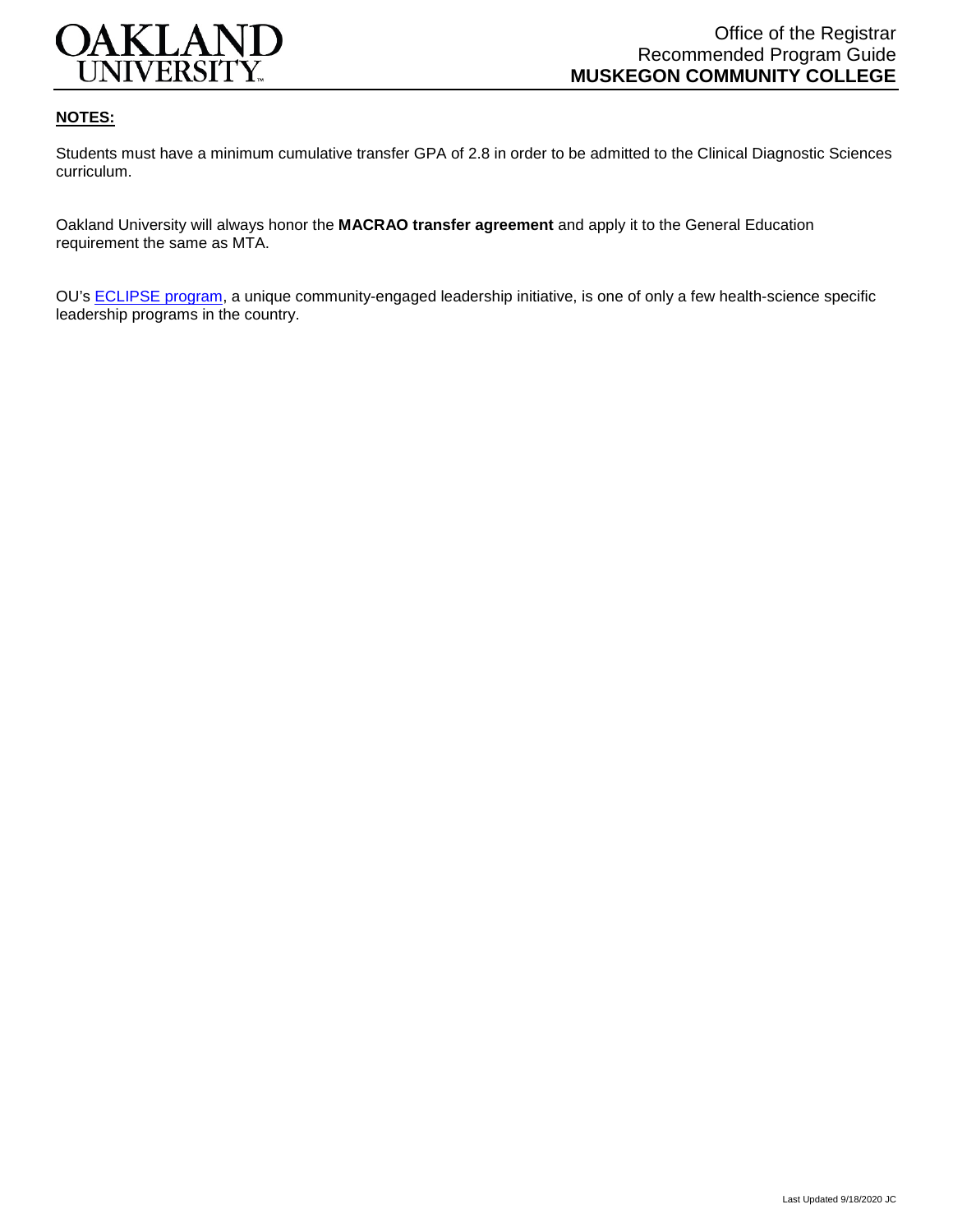**NOTES:**

Students must have a minimum cumulative transfer GPA of 2.8 in order to be admitted to the Clinical Diagnostic Sciences curriculum.

Oakland University will always honor the **MACRAO transfer agreement** and apply it to the General Education requirement the same as MTA.

OU's ECLIPSE program, a unique community-engaged leadership initiative, is one of only a few health-science specific leadership programs in the country.

Last Updated 9/18/2020 JC